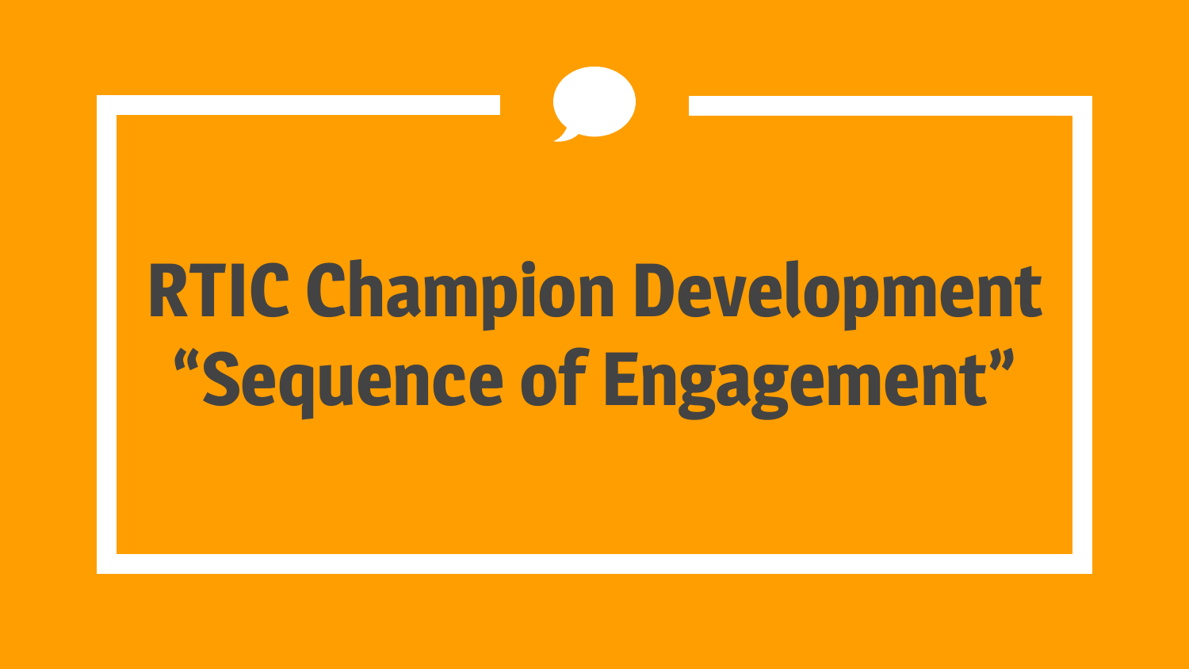# RTIC Champion Development “Sequence of Engagement”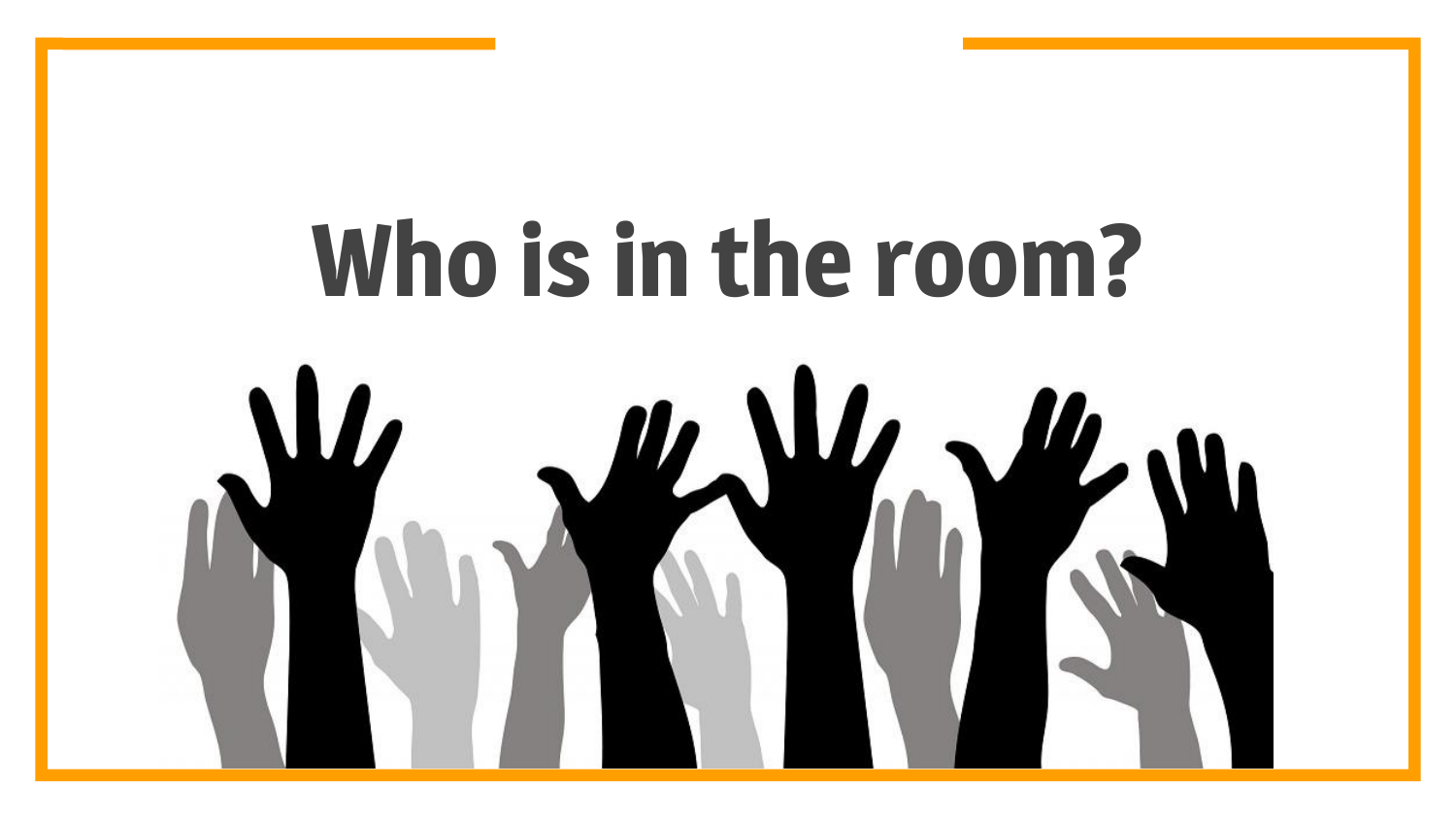# Who is in the room?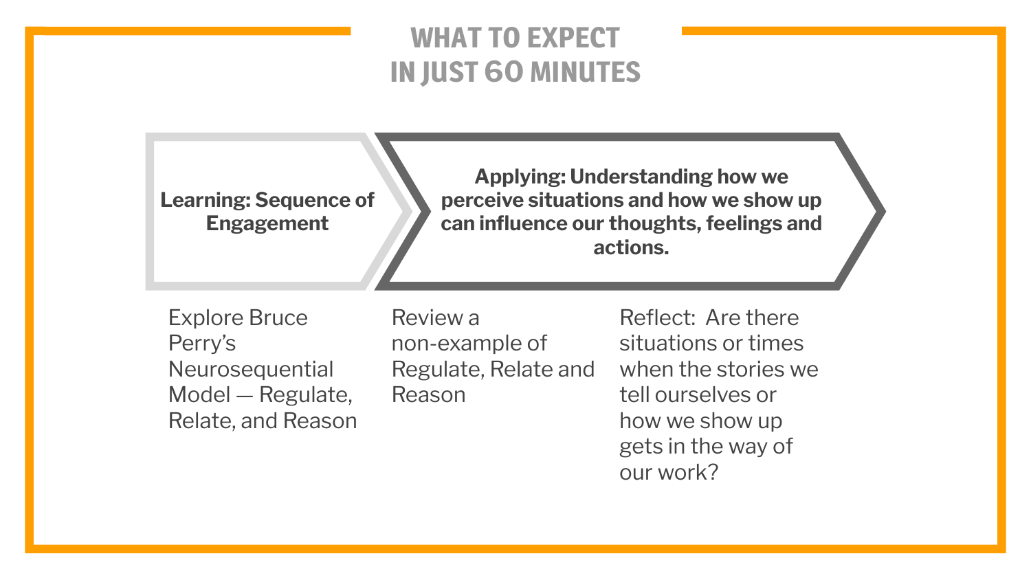# WHAT TO EXPECT IN JUST 60 MINUTES

**Learning: Sequence of Engagement**

**Applying: Understanding how we perceive situations and how we show up can influence our thoughts, feelings and actions.**

Explore Bruce Perry's Neurosequential Model — Regulate, Relate, and Reason

Review a non-example of Regulate, Relate and Reason

Reflect: Are there situations or times when the stories we tell ourselves or how we show up gets in the way of our work?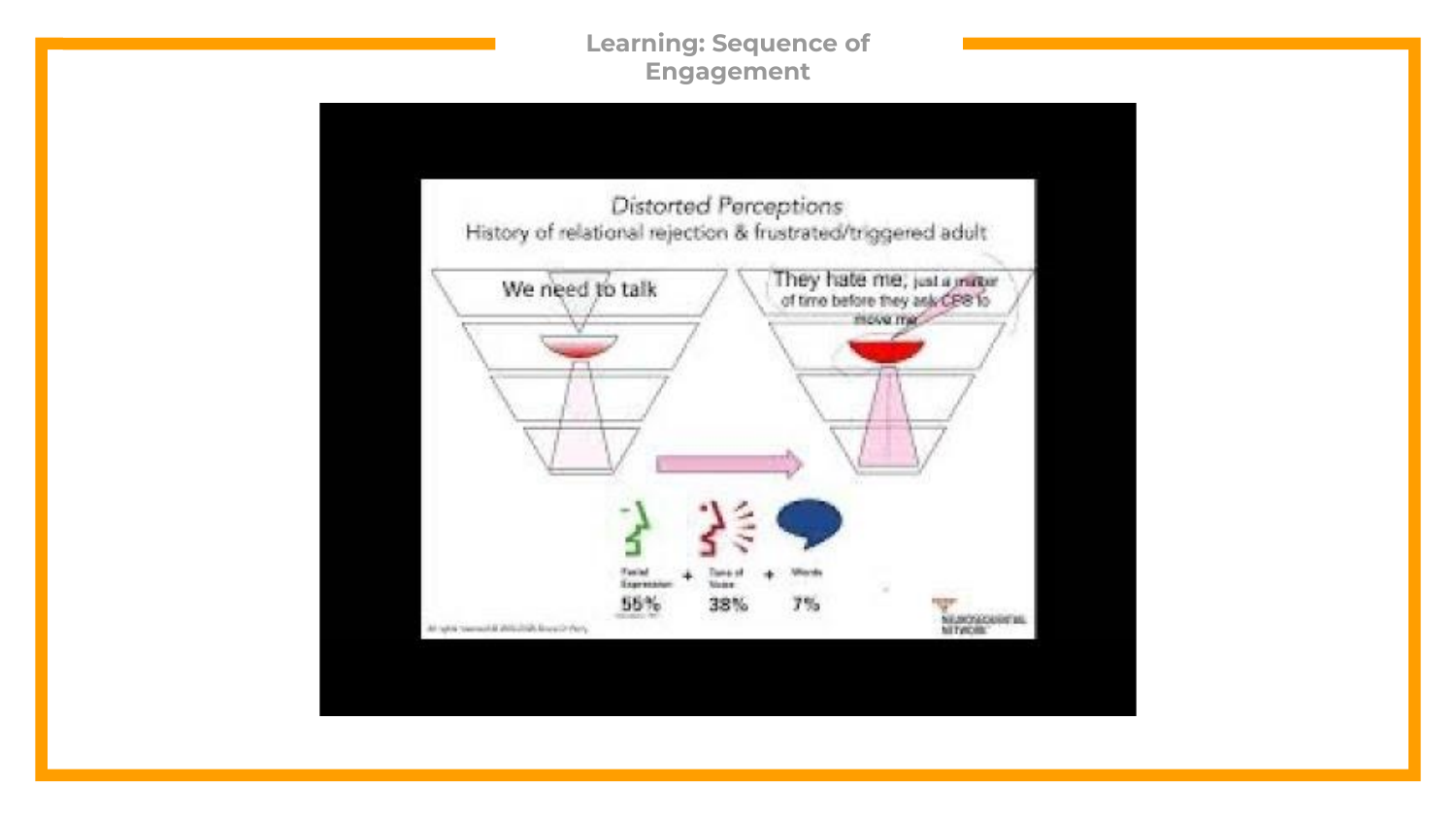# Learning: Sequence of Engagement

## Distorted Perceptions

History of relational rejection & frustrated/triggered adult

We need to talk

They hate me, just a matter of time before they ask CPS to move me

Facial Expression 55% + Tone of Voice 38% + Words 7%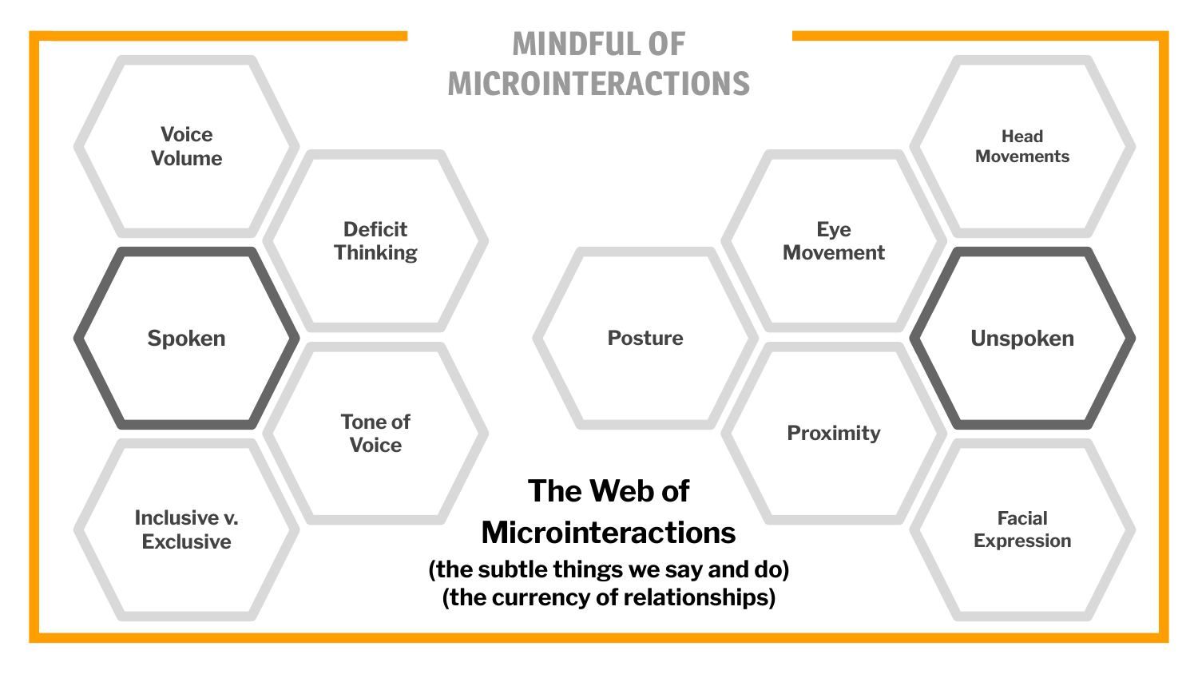# MINDFUL OF MICROINTERACTIONS

**Spoken**

- Voice Volume
- Deficit Thinking
- Tone of Voice
- Inclusive v. Exclusive

**Unspoken**

- Head Movements
- Eye Movement
- Posture
- Proximity
- Facial Expression

**The Web of Microinteractions**

**(the subtle things we say and do)**

**(the currency of relationships)**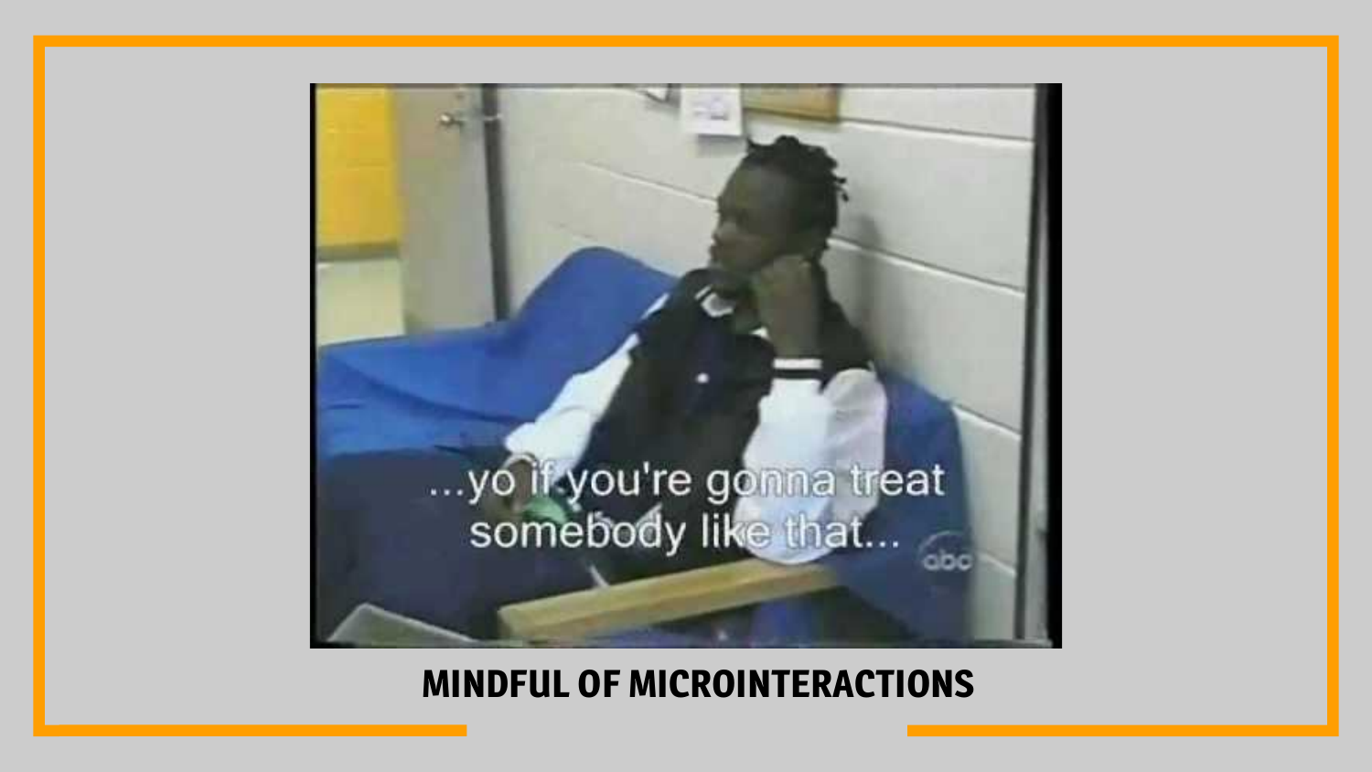...yo if you're gonna treat somebody like that...

**MINDFUL OF MICROINTERACTIONS**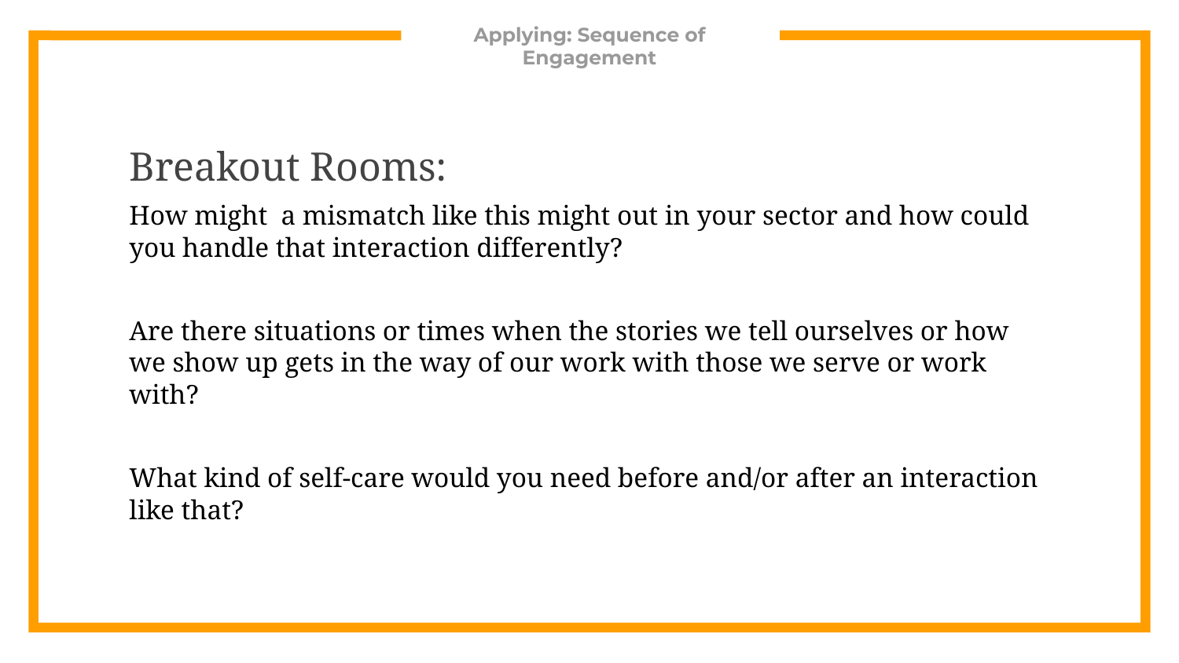Applying: Sequence of Engagement

## Breakout Rooms:

How might  a mismatch like this might out in your sector and how could you handle that interaction differently?

Are there situations or times when the stories we tell ourselves or how we show up gets in the way of our work with those we serve or work with?

What kind of self-care would you need before and/or after an interaction like that?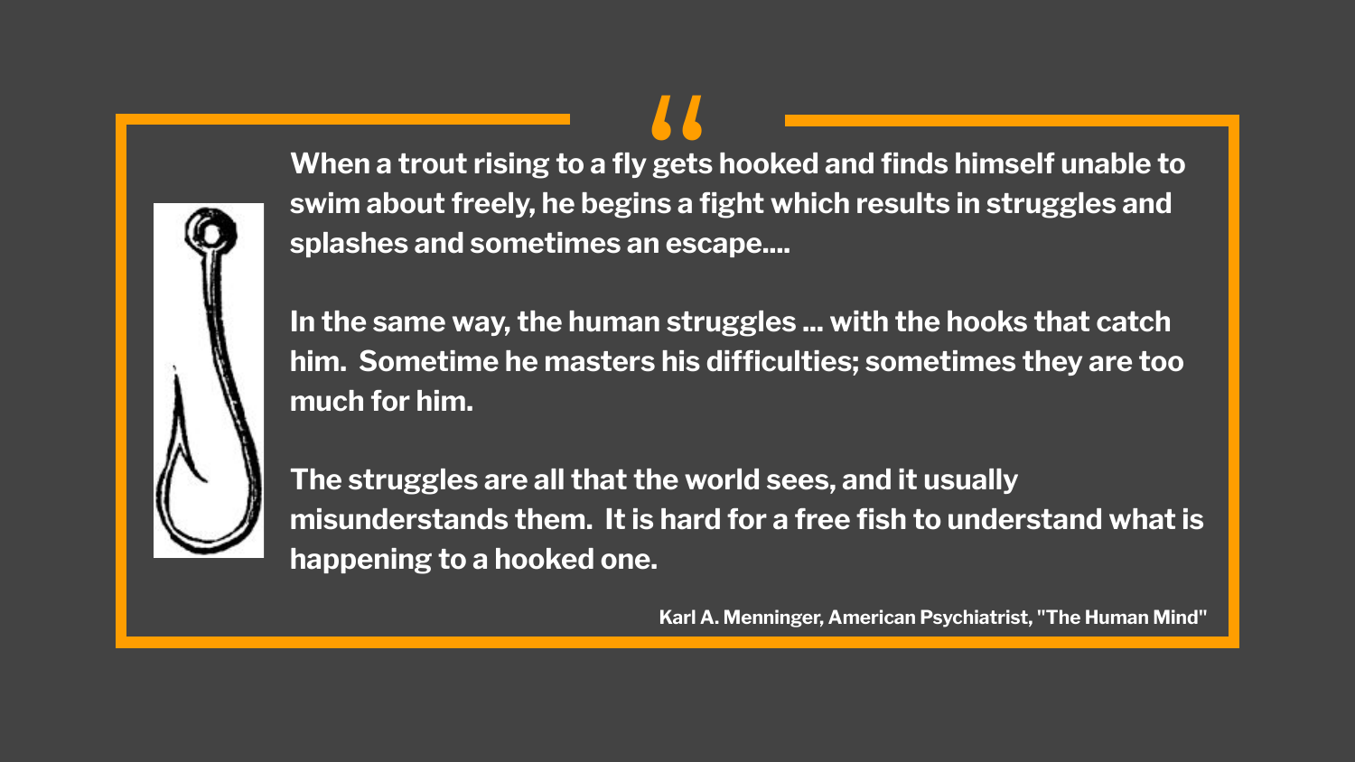**When a trout rising to a fly gets hooked and finds himself unable to swim about freely, he begins a fight which results in struggles and splashes and sometimes an escape....**

**In the same way, the human struggles ... with the hooks that catch him. Sometime he masters his difficulties; sometimes they are too much for him.**

**The struggles are all that the world sees, and it usually misunderstands them. It is hard for a free fish to understand what is happening to a hooked one.**

**Karl A. Menninger, American Psychiatrist, "The Human Mind"**